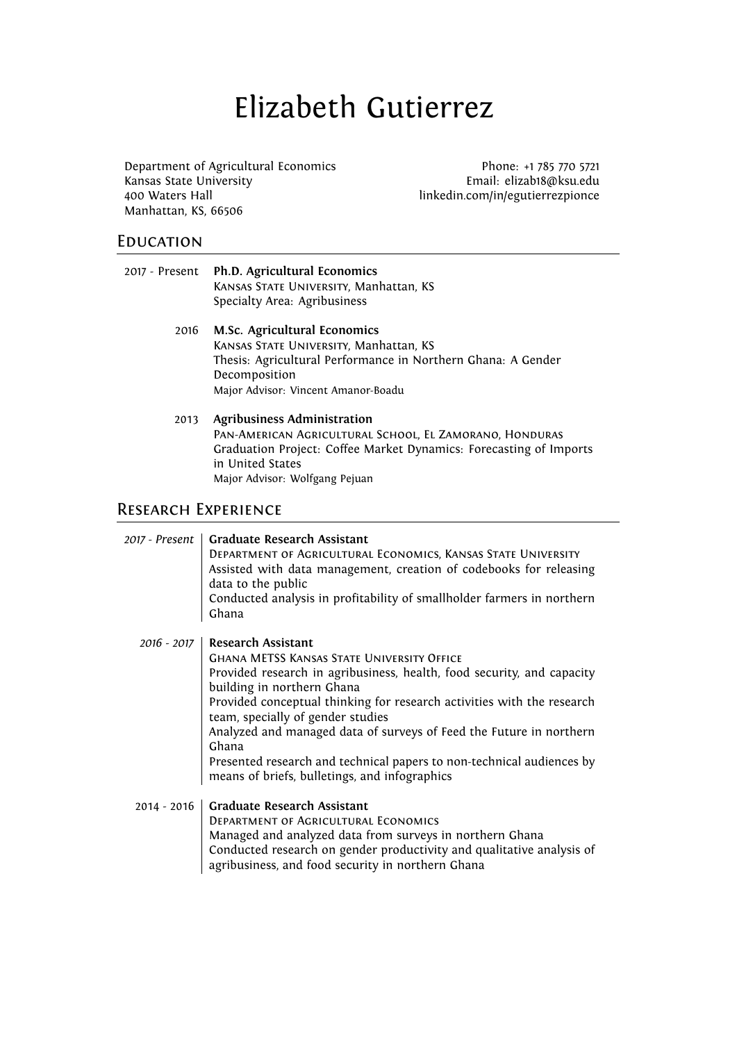# Elizabeth Gutierrez

Department of Agricultural Economics
Kansas State University
400 Waters Hall
Manhattan, KS, 66506

Phone: +1 785 770 5721
Email: elizab18@ksu.edu
linkedin.com/in/egutierrezpionce

## Education

2017 - Present **Ph.D. Agricultural Economics**
Kansas State University, Manhattan, KS
Specialty Area: Agribusiness

2016 **M.Sc. Agricultural Economics**
Kansas State University, Manhattan, KS
Thesis: Agricultural Performance in Northern Ghana: A Gender Decomposition
Major Advisor: Vincent Amanor-Boadu

2013 **Agribusiness Administration**
Pan-American Agricultural School, El Zamorano, Honduras
Graduation Project: Coffee Market Dynamics: Forecasting of Imports in United States
Major Advisor: Wolfgang Pejuan

## Research Experience

*2017 - Present* **Graduate Research Assistant**
Department of Agricultural Economics, Kansas State University
Assisted with data management, creation of codebooks for releasing data to the public
Conducted analysis in profitability of smallholder farmers in northern Ghana

*2016 - 2017* **Research Assistant**
Ghana METSS Kansas State University Office
Provided research in agribusiness, health, food security, and capacity building in northern Ghana
Provided conceptual thinking for research activities with the research team, specially of gender studies
Analyzed and managed data of surveys of Feed the Future in northern Ghana
Presented research and technical papers to non-technical audiences by means of briefs, bulletings, and infographics

2014 - 2016 **Graduate Research Assistant**
Department of Agricultural Economics
Managed and analyzed data from surveys in northern Ghana
Conducted research on gender productivity and qualitative analysis of agribusiness, and food security in northern Ghana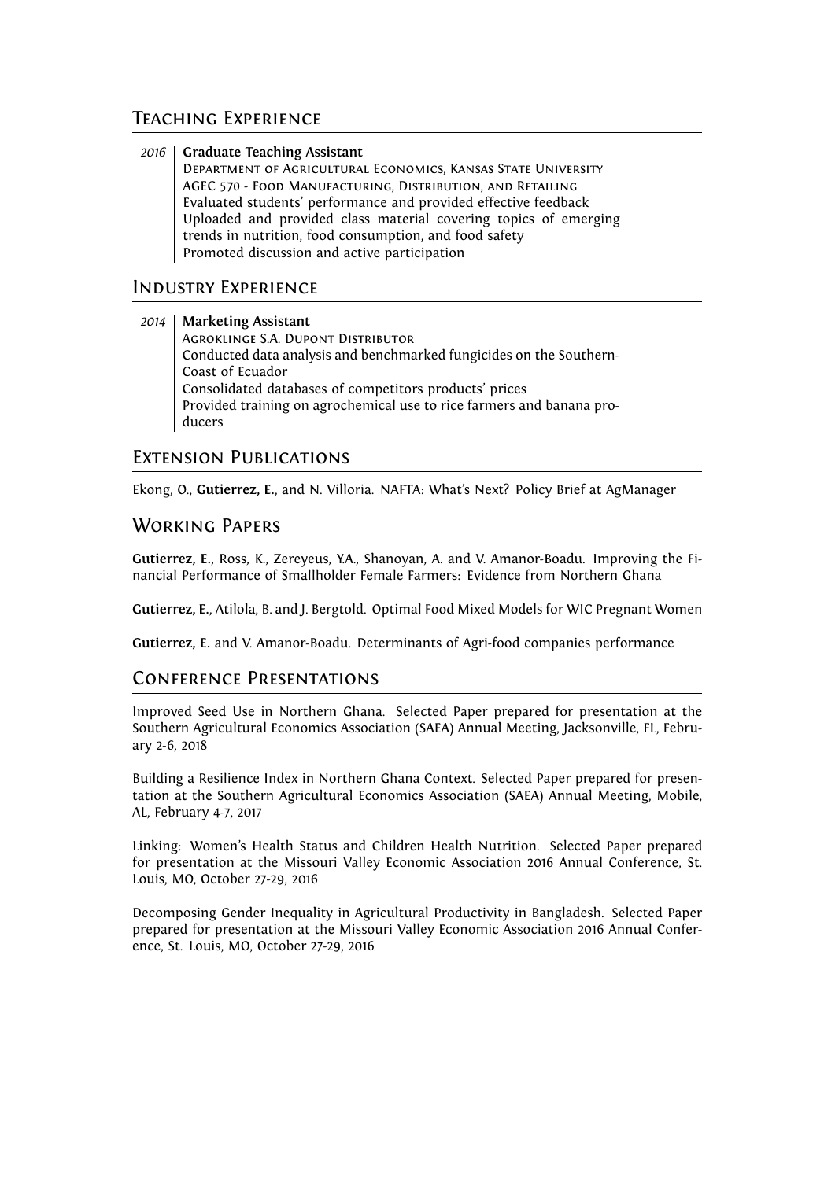## Teaching Experience

2016 **Graduate Teaching Assistant**
Department of Agricultural Economics, Kansas State University
AGEC 570 - Food Manufacturing, Distribution, and Retailing
Evaluated students' performance and provided effective feedback
Uploaded and provided class material covering topics of emerging trends in nutrition, food consumption, and food safety
Promoted discussion and active participation

## Industry Experience

2014 **Marketing Assistant**
Agroklinge S.A. Dupont Distributor
Conducted data analysis and benchmarked fungicides on the Southern-Coast of Ecuador
Consolidated databases of competitors products' prices
Provided training on agrochemical use to rice farmers and banana producers

## Extension Publications

Ekong, O., **Gutierrez, E.**, and N. Villoria. NAFTA: What's Next? Policy Brief at AgManager

## Working Papers

**Gutierrez, E.**, Ross, K., Zereyeus, Y.A., Shanoyan, A. and V. Amanor-Boadu. Improving the Financial Performance of Smallholder Female Farmers: Evidence from Northern Ghana

**Gutierrez, E.**, Atilola, B. and J. Bergtold. Optimal Food Mixed Models for WIC Pregnant Women

**Gutierrez, E.** and V. Amanor-Boadu. Determinants of Agri-food companies performance

## Conference Presentations

Improved Seed Use in Northern Ghana. Selected Paper prepared for presentation at the Southern Agricultural Economics Association (SAEA) Annual Meeting, Jacksonville, FL, February 2-6, 2018

Building a Resilience Index in Northern Ghana Context. Selected Paper prepared for presentation at the Southern Agricultural Economics Association (SAEA) Annual Meeting, Mobile, AL, February 4-7, 2017

Linking: Women's Health Status and Children Health Nutrition. Selected Paper prepared for presentation at the Missouri Valley Economic Association 2016 Annual Conference, St. Louis, MO, October 27-29, 2016

Decomposing Gender Inequality in Agricultural Productivity in Bangladesh. Selected Paper prepared for presentation at the Missouri Valley Economic Association 2016 Annual Conference, St. Louis, MO, October 27-29, 2016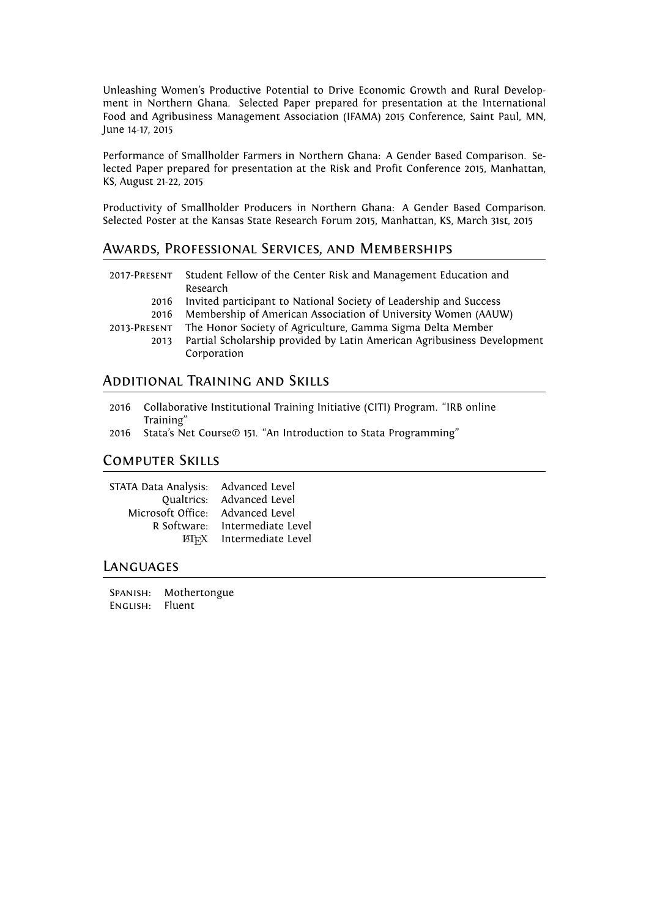Unleashing Women's Productive Potential to Drive Economic Growth and Rural Development in Northern Ghana. Selected Paper prepared for presentation at the International Food and Agribusiness Management Association (IFAMA) 2015 Conference, Saint Paul, MN, June 14-17, 2015

Performance of Smallholder Farmers in Northern Ghana: A Gender Based Comparison. Selected Paper prepared for presentation at the Risk and Profit Conference 2015, Manhattan, KS, August 21-22, 2015

Productivity of Smallholder Producers in Northern Ghana: A Gender Based Comparison. Selected Poster at the Kansas State Research Forum 2015, Manhattan, KS, March 31st, 2015

## Awards, Professional Services, and Memberships

| | |
|---|---|
| 2017-Present | Student Fellow of the Center Risk and Management Education and Research |
| 2016 | Invited participant to National Society of Leadership and Success |
| 2016 | Membership of American Association of University Women (AAUW) |
| 2013-Present | The Honor Society of Agriculture, Gamma Sigma Delta Member |
| 2013 | Partial Scholarship provided by Latin American Agribusiness Development Corporation |

## Additional Training and Skills

| | |
|---|---|
| 2016 | Collaborative Institutional Training Initiative (CITI) Program. "IRB online Training" |
| 2016 | Stata's Net Course© 151. "An Introduction to Stata Programming" |

## Computer Skills

| | |
|---|---|
| STATA Data Analysis: | Advanced Level |
| Qualtrics: | Advanced Level |
| Microsoft Office: | Advanced Level |
| R Software: | Intermediate Level |
| LaTeX | Intermediate Level |

## Languages

| | |
|---|---|
| Spanish: | Mothertongue |
| English: | Fluent |